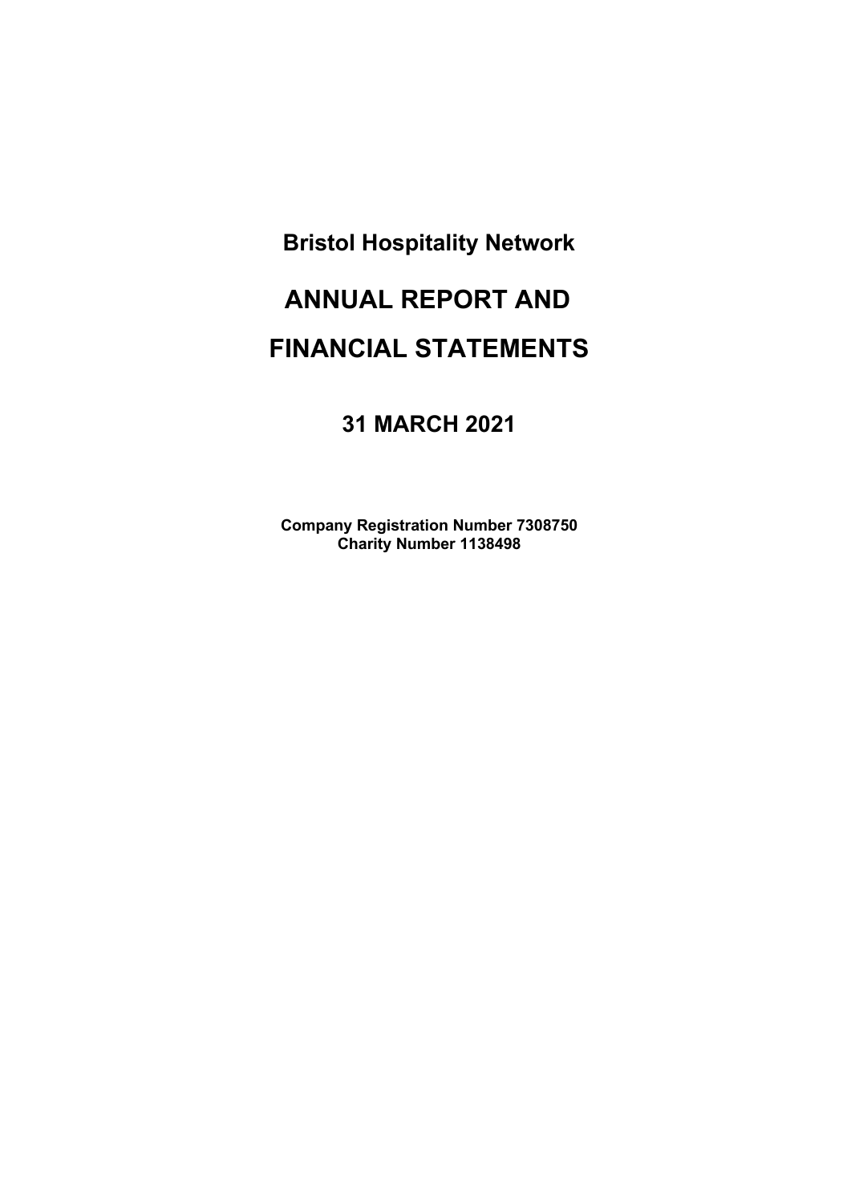# Bristol Hospitality Network

# ANNUAL REPORT AND

# FINANCIAL STATEMENTS

## 31 MARCH 2021

**Company Registration Number 7308750**
**Charity Number 1138498**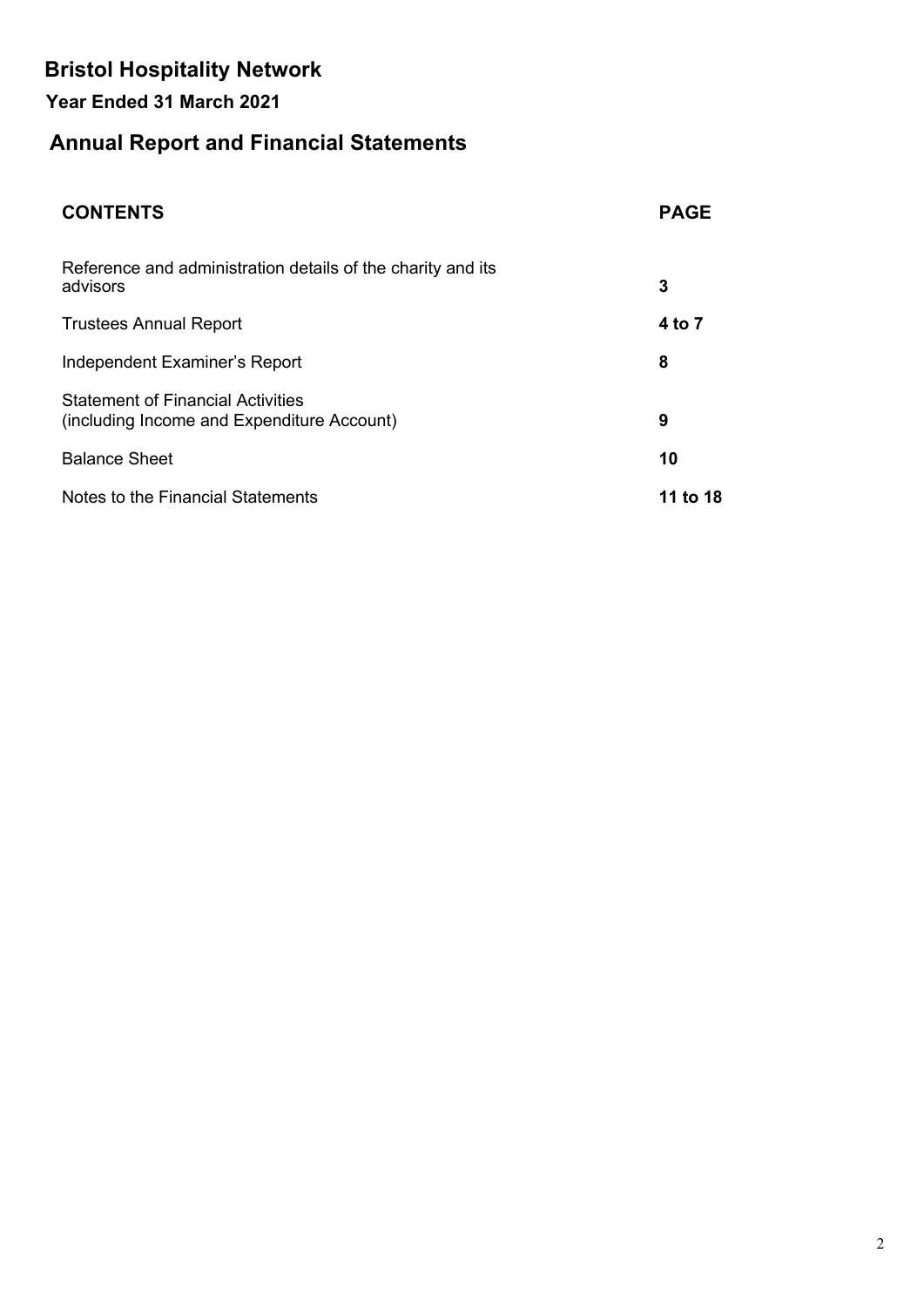# Bristol Hospitality Network

## Year Ended 31 March 2021

## Annual Report and Financial Statements

| CONTENTS | PAGE |
|---|---|
| Reference and administration details of the charity and its advisors | **3** |
| Trustees Annual Report | **4 to 7** |
| Independent Examiner's Report | **8** |
| Statement of Financial Activities (including Income and Expenditure Account) | **9** |
| Balance Sheet | **10** |
| Notes to the Financial Statements | **11 to 18** |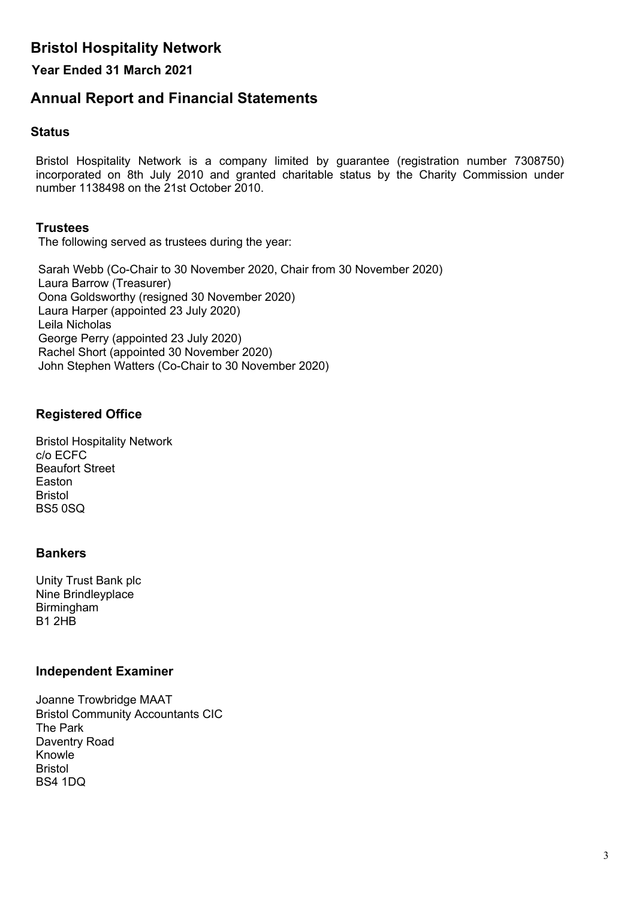# Bristol Hospitality Network

**Year Ended 31 March 2021**

## Annual Report and Financial Statements

### Status

Bristol Hospitality Network is a company limited by guarantee (registration number 7308750) incorporated on 8th July 2010 and granted charitable status by the Charity Commission under number 1138498 on the 21st October 2010.

### Trustees

The following served as trustees during the year:

Sarah Webb (Co-Chair to 30 November 2020, Chair from 30 November 2020)
Laura Barrow (Treasurer)
Oona Goldsworthy (resigned 30 November 2020)
Laura Harper (appointed 23 July 2020)
Leila Nicholas
George Perry (appointed 23 July 2020)
Rachel Short (appointed 30 November 2020)
John Stephen Watters (Co-Chair to 30 November 2020)

### Registered Office

Bristol Hospitality Network
c/o ECFC
Beaufort Street
Easton
Bristol
BS5 0SQ

### Bankers

Unity Trust Bank plc
Nine Brindleyplace
Birmingham
B1 2HB

### Independent Examiner

Joanne Trowbridge MAAT
Bristol Community Accountants CIC
The Park
Daventry Road
Knowle
Bristol
BS4 1DQ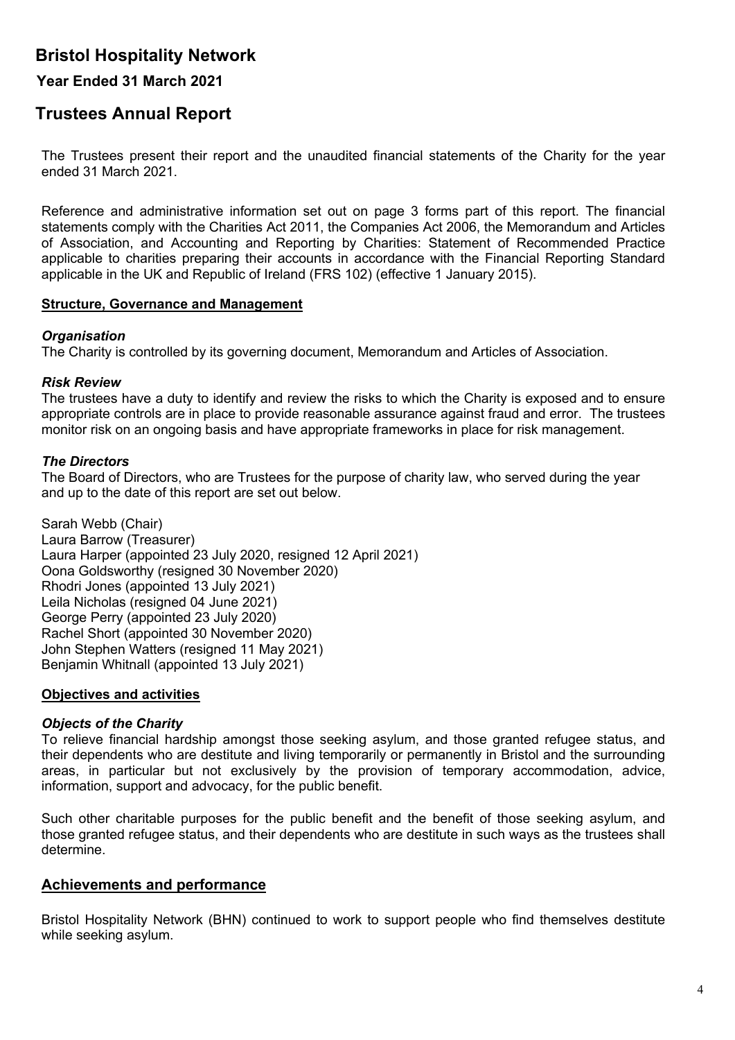# Bristol Hospitality Network

### Year Ended 31 March 2021

## Trustees Annual Report

The Trustees present their report and the unaudited financial statements of the Charity for the year ended 31 March 2021.

Reference and administrative information set out on page 3 forms part of this report. The financial statements comply with the Charities Act 2011, the Companies Act 2006, the Memorandum and Articles of Association, and Accounting and Reporting by Charities: Statement of Recommended Practice applicable to charities preparing their accounts in accordance with the Financial Reporting Standard applicable in the UK and Republic of Ireland (FRS 102) (effective 1 January 2015).

### Structure, Governance and Management

#### *Organisation*

The Charity is controlled by its governing document, Memorandum and Articles of Association.

#### *Risk Review*

The trustees have a duty to identify and review the risks to which the Charity is exposed and to ensure appropriate controls are in place to provide reasonable assurance against fraud and error. The trustees monitor risk on an ongoing basis and have appropriate frameworks in place for risk management.

#### *The Directors*

The Board of Directors, who are Trustees for the purpose of charity law, who served during the year and up to the date of this report are set out below.

Sarah Webb (Chair)
Laura Barrow (Treasurer)
Laura Harper (appointed 23 July 2020, resigned 12 April 2021)
Oona Goldsworthy (resigned 30 November 2020)
Rhodri Jones (appointed 13 July 2021)
Leila Nicholas (resigned 04 June 2021)
George Perry (appointed 23 July 2020)
Rachel Short (appointed 30 November 2020)
John Stephen Watters (resigned 11 May 2021)
Benjamin Whitnall (appointed 13 July 2021)

### Objectives and activities

#### *Objects of the Charity*

To relieve financial hardship amongst those seeking asylum, and those granted refugee status, and their dependents who are destitute and living temporarily or permanently in Bristol and the surrounding areas, in particular but not exclusively by the provision of temporary accommodation, advice, information, support and advocacy, for the public benefit.

Such other charitable purposes for the public benefit and the benefit of those seeking asylum, and those granted refugee status, and their dependents who are destitute in such ways as the trustees shall determine.

## Achievements and performance

Bristol Hospitality Network (BHN) continued to work to support people who find themselves destitute while seeking asylum.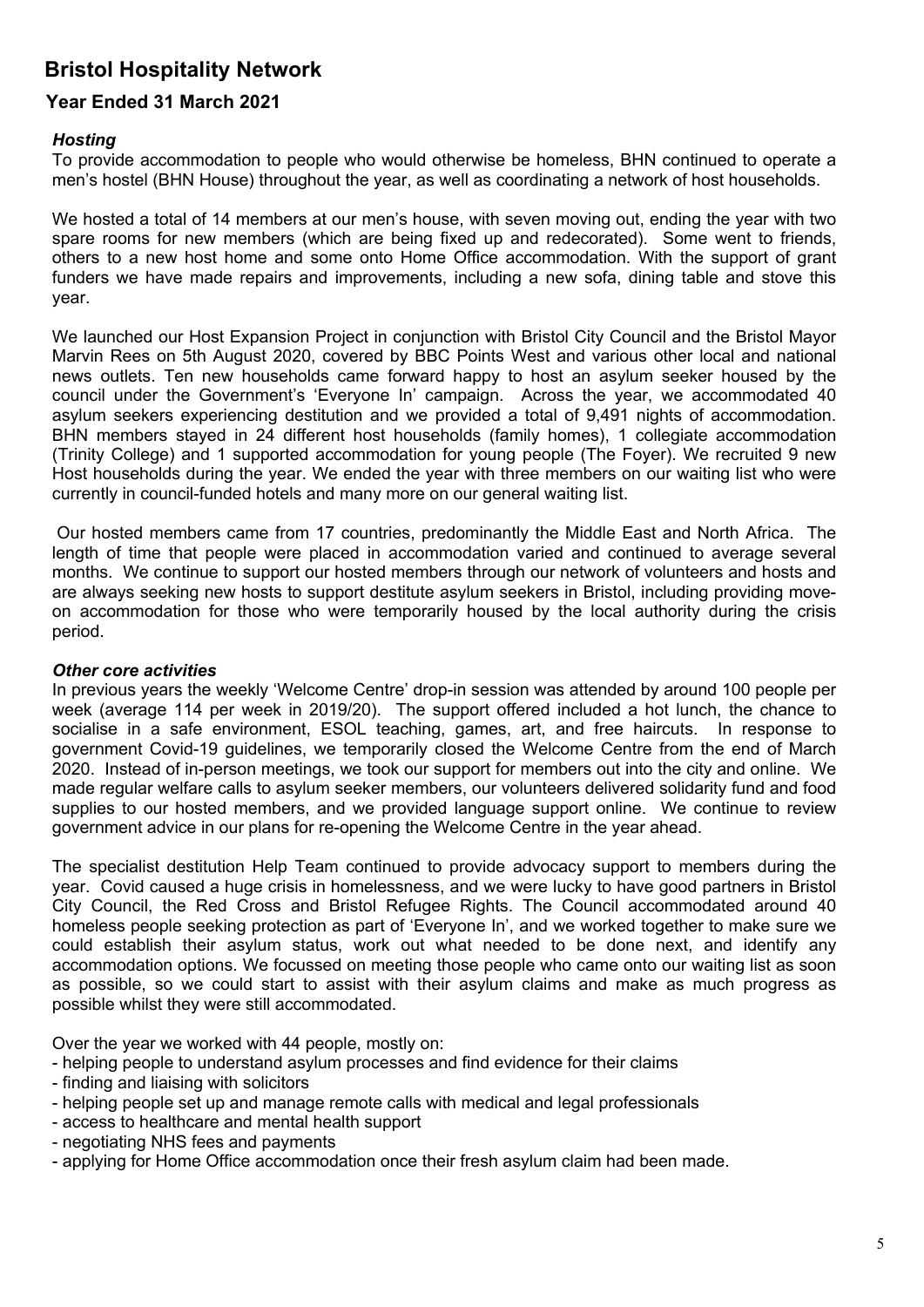# Bristol Hospitality Network

## Year Ended 31 March 2021

### *Hosting*

To provide accommodation to people who would otherwise be homeless, BHN continued to operate a men's hostel (BHN House) throughout the year, as well as coordinating a network of host households.

We hosted a total of 14 members at our men's house, with seven moving out, ending the year with two spare rooms for new members (which are being fixed up and redecorated). Some went to friends, others to a new host home and some onto Home Office accommodation. With the support of grant funders we have made repairs and improvements, including a new sofa, dining table and stove this year.

We launched our Host Expansion Project in conjunction with Bristol City Council and the Bristol Mayor Marvin Rees on 5th August 2020, covered by BBC Points West and various other local and national news outlets. Ten new households came forward happy to host an asylum seeker housed by the council under the Government's 'Everyone In' campaign. Across the year, we accommodated 40 asylum seekers experiencing destitution and we provided a total of 9,491 nights of accommodation. BHN members stayed in 24 different host households (family homes), 1 collegiate accommodation (Trinity College) and 1 supported accommodation for young people (The Foyer). We recruited 9 new Host households during the year. We ended the year with three members on our waiting list who were currently in council-funded hotels and many more on our general waiting list.

Our hosted members came from 17 countries, predominantly the Middle East and North Africa. The length of time that people were placed in accommodation varied and continued to average several months. We continue to support our hosted members through our network of volunteers and hosts and are always seeking new hosts to support destitute asylum seekers in Bristol, including providing move-on accommodation for those who were temporarily housed by the local authority during the crisis period.

### *Other core activities*

In previous years the weekly 'Welcome Centre' drop-in session was attended by around 100 people per week (average 114 per week in 2019/20). The support offered included a hot lunch, the chance to socialise in a safe environment, ESOL teaching, games, art, and free haircuts. In response to government Covid-19 guidelines, we temporarily closed the Welcome Centre from the end of March 2020. Instead of in-person meetings, we took our support for members out into the city and online. We made regular welfare calls to asylum seeker members, our volunteers delivered solidarity fund and food supplies to our hosted members, and we provided language support online. We continue to review government advice in our plans for re-opening the Welcome Centre in the year ahead.

The specialist destitution Help Team continued to provide advocacy support to members during the year. Covid caused a huge crisis in homelessness, and we were lucky to have good partners in Bristol City Council, the Red Cross and Bristol Refugee Rights. The Council accommodated around 40 homeless people seeking protection as part of 'Everyone In', and we worked together to make sure we could establish their asylum status, work out what needed to be done next, and identify any accommodation options. We focussed on meeting those people who came onto our waiting list as soon as possible, so we could start to assist with their asylum claims and make as much progress as possible whilst they were still accommodated.

Over the year we worked with 44 people, mostly on:

- helping people to understand asylum processes and find evidence for their claims
- finding and liaising with solicitors
- helping people set up and manage remote calls with medical and legal professionals
- access to healthcare and mental health support
- negotiating NHS fees and payments
- applying for Home Office accommodation once their fresh asylum claim had been made.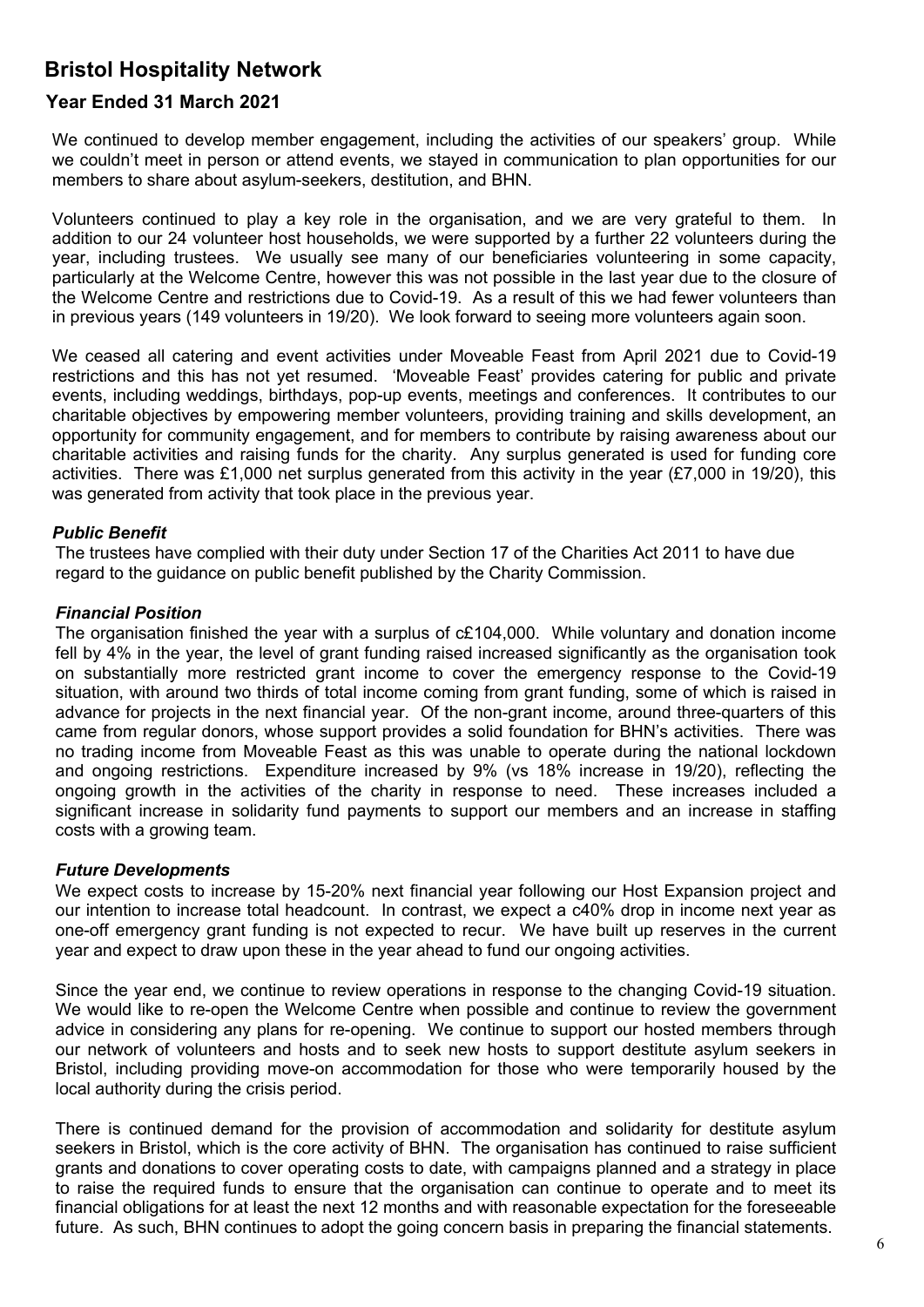## Bristol Hospitality Network

### Year Ended 31 March 2021

We continued to develop member engagement, including the activities of our speakers' group. While we couldn't meet in person or attend events, we stayed in communication to plan opportunities for our members to share about asylum-seekers, destitution, and BHN.

Volunteers continued to play a key role in the organisation, and we are very grateful to them. In addition to our 24 volunteer host households, we were supported by a further 22 volunteers during the year, including trustees. We usually see many of our beneficiaries volunteering in some capacity, particularly at the Welcome Centre, however this was not possible in the last year due to the closure of the Welcome Centre and restrictions due to Covid-19. As a result of this we had fewer volunteers than in previous years (149 volunteers in 19/20). We look forward to seeing more volunteers again soon.

We ceased all catering and event activities under Moveable Feast from April 2021 due to Covid-19 restrictions and this has not yet resumed. 'Moveable Feast' provides catering for public and private events, including weddings, birthdays, pop-up events, meetings and conferences. It contributes to our charitable objectives by empowering member volunteers, providing training and skills development, an opportunity for community engagement, and for members to contribute by raising awareness about our charitable activities and raising funds for the charity. Any surplus generated is used for funding core activities. There was £1,000 net surplus generated from this activity in the year (£7,000 in 19/20), this was generated from activity that took place in the previous year.

#### *Public Benefit*

The trustees have complied with their duty under Section 17 of the Charities Act 2011 to have due regard to the guidance on public benefit published by the Charity Commission.

#### *Financial Position*

The organisation finished the year with a surplus of c£104,000. While voluntary and donation income fell by 4% in the year, the level of grant funding raised increased significantly as the organisation took on substantially more restricted grant income to cover the emergency response to the Covid-19 situation, with around two thirds of total income coming from grant funding, some of which is raised in advance for projects in the next financial year. Of the non-grant income, around three-quarters of this came from regular donors, whose support provides a solid foundation for BHN's activities. There was no trading income from Moveable Feast as this was unable to operate during the national lockdown and ongoing restrictions. Expenditure increased by 9% (vs 18% increase in 19/20), reflecting the ongoing growth in the activities of the charity in response to need. These increases included a significant increase in solidarity fund payments to support our members and an increase in staffing costs with a growing team.

#### *Future Developments*

We expect costs to increase by 15-20% next financial year following our Host Expansion project and our intention to increase total headcount. In contrast, we expect a c40% drop in income next year as one-off emergency grant funding is not expected to recur. We have built up reserves in the current year and expect to draw upon these in the year ahead to fund our ongoing activities.

Since the year end, we continue to review operations in response to the changing Covid-19 situation. We would like to re-open the Welcome Centre when possible and continue to review the government advice in considering any plans for re-opening. We continue to support our hosted members through our network of volunteers and hosts and to seek new hosts to support destitute asylum seekers in Bristol, including providing move-on accommodation for those who were temporarily housed by the local authority during the crisis period.

There is continued demand for the provision of accommodation and solidarity for destitute asylum seekers in Bristol, which is the core activity of BHN. The organisation has continued to raise sufficient grants and donations to cover operating costs to date, with campaigns planned and a strategy in place to raise the required funds to ensure that the organisation can continue to operate and to meet its financial obligations for at least the next 12 months and with reasonable expectation for the foreseeable future. As such, BHN continues to adopt the going concern basis in preparing the financial statements.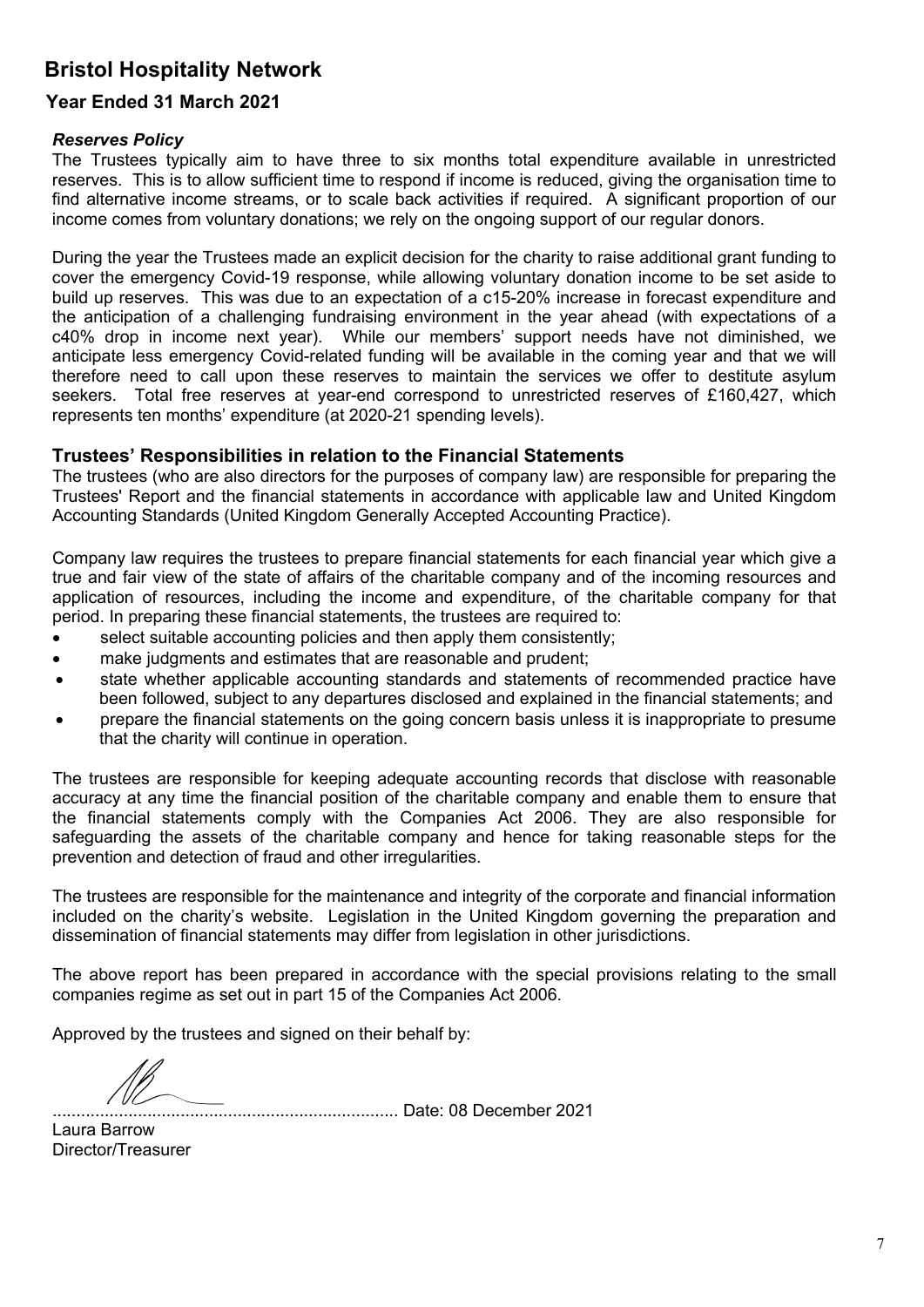# Bristol Hospitality Network

## Year Ended 31 March 2021

### *Reserves Policy*

The Trustees typically aim to have three to six months total expenditure available in unrestricted reserves. This is to allow sufficient time to respond if income is reduced, giving the organisation time to find alternative income streams, or to scale back activities if required. A significant proportion of our income comes from voluntary donations; we rely on the ongoing support of our regular donors.

During the year the Trustees made an explicit decision for the charity to raise additional grant funding to cover the emergency Covid-19 response, while allowing voluntary donation income to be set aside to build up reserves. This was due to an expectation of a c15-20% increase in forecast expenditure and the anticipation of a challenging fundraising environment in the year ahead (with expectations of a c40% drop in income next year). While our members' support needs have not diminished, we anticipate less emergency Covid-related funding will be available in the coming year and that we will therefore need to call upon these reserves to maintain the services we offer to destitute asylum seekers. Total free reserves at year-end correspond to unrestricted reserves of £160,427, which represents ten months' expenditure (at 2020-21 spending levels).

### Trustees' Responsibilities in relation to the Financial Statements

The trustees (who are also directors for the purposes of company law) are responsible for preparing the Trustees' Report and the financial statements in accordance with applicable law and United Kingdom Accounting Standards (United Kingdom Generally Accepted Accounting Practice).

Company law requires the trustees to prepare financial statements for each financial year which give a true and fair view of the state of affairs of the charitable company and of the incoming resources and application of resources, including the income and expenditure, of the charitable company for that period. In preparing these financial statements, the trustees are required to:

- select suitable accounting policies and then apply them consistently;
- make judgments and estimates that are reasonable and prudent;
- state whether applicable accounting standards and statements of recommended practice have been followed, subject to any departures disclosed and explained in the financial statements; and
- prepare the financial statements on the going concern basis unless it is inappropriate to presume that the charity will continue in operation.

The trustees are responsible for keeping adequate accounting records that disclose with reasonable accuracy at any time the financial position of the charitable company and enable them to ensure that the financial statements comply with the Companies Act 2006. They are also responsible for safeguarding the assets of the charitable company and hence for taking reasonable steps for the prevention and detection of fraud and other irregularities.

The trustees are responsible for the maintenance and integrity of the corporate and financial information included on the charity's website. Legislation in the United Kingdom governing the preparation and dissemination of financial statements may differ from legislation in other jurisdictions.

The above report has been prepared in accordance with the special provisions relating to the small companies regime as set out in part 15 of the Companies Act 2006.

Approved by the trustees and signed on their behalf by:

......................................................................... Date: 08 December 2021

Laura Barrow
Director/Treasurer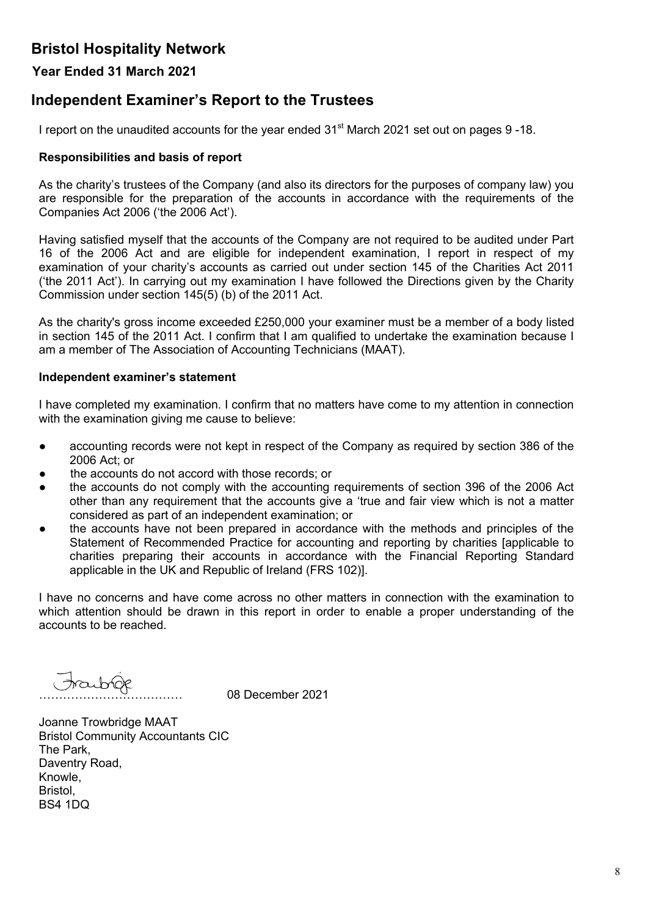# Bristol Hospitality Network

### Year Ended 31 March 2021

## Independent Examiner's Report to the Trustees

I report on the unaudited accounts for the year ended 31st March 2021 set out on pages 9 -18.

### Responsibilities and basis of report

As the charity's trustees of the Company (and also its directors for the purposes of company law) you are responsible for the preparation of the accounts in accordance with the requirements of the Companies Act 2006 ('the 2006 Act').

Having satisfied myself that the accounts of the Company are not required to be audited under Part 16 of the 2006 Act and are eligible for independent examination, I report in respect of my examination of your charity's accounts as carried out under section 145 of the Charities Act 2011 ('the 2011 Act'). In carrying out my examination I have followed the Directions given by the Charity Commission under section 145(5) (b) of the 2011 Act.

As the charity's gross income exceeded £250,000 your examiner must be a member of a body listed in section 145 of the 2011 Act. I confirm that I am qualified to undertake the examination because I am a member of The Association of Accounting Technicians (MAAT).

### Independent examiner's statement

I have completed my examination. I confirm that no matters have come to my attention in connection with the examination giving me cause to believe:

- accounting records were not kept in respect of the Company as required by section 386 of the 2006 Act; or
- the accounts do not accord with those records; or
- the accounts do not comply with the accounting requirements of section 396 of the 2006 Act other than any requirement that the accounts give a 'true and fair view which is not a matter considered as part of an independent examination; or
- the accounts have not been prepared in accordance with the methods and principles of the Statement of Recommended Practice for accounting and reporting by charities [applicable to charities preparing their accounts in accordance with the Financial Reporting Standard applicable in the UK and Republic of Ireland (FRS 102)].

I have no concerns and have come across no other matters in connection with the examination to which attention should be drawn in this report in order to enable a proper understanding of the accounts to be reached.

……………………………… 08 December 2021

Joanne Trowbridge MAAT
Bristol Community Accountants CIC
The Park,
Daventry Road,
Knowle,
Bristol,
BS4 1DQ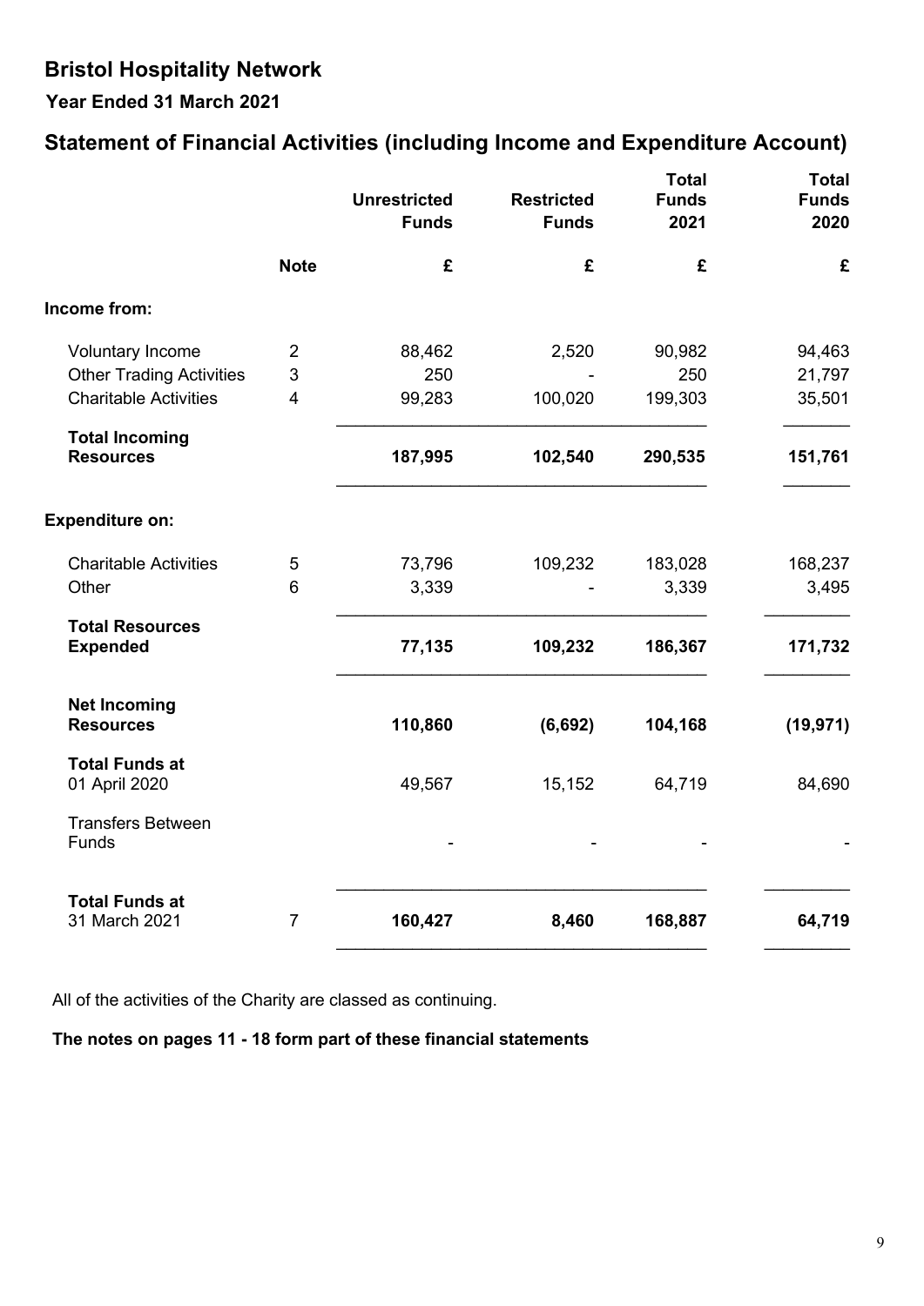# Bristol Hospitality Network

**Year Ended 31 March 2021**

## Statement of Financial Activities (including Income and Expenditure Account)

| | Note | Unrestricted Funds | Restricted Funds | Total Funds 2021 | Total Funds 2020 |
|---|---|---|---|---|---|
| | | £ | £ | £ | £ |
| **Income from:** | | | | | |
| Voluntary Income | 2 | 88,462 | 2,520 | 90,982 | 94,463 |
| Other Trading Activities | 3 | 250 | - | 250 | 21,797 |
| Charitable Activities | 4 | 99,283 | 100,020 | 199,303 | 35,501 |
| **Total Incoming Resources** | | **187,995** | **102,540** | **290,535** | **151,761** |
| **Expenditure on:** | | | | | |
| Charitable Activities | 5 | 73,796 | 109,232 | 183,028 | 168,237 |
| Other | 6 | 3,339 | - | 3,339 | 3,495 |
| **Total Resources Expended** | | **77,135** | **109,232** | **186,367** | **171,732** |
| **Net Incoming Resources** | | **110,860** | **(6,692)** | **104,168** | **(19,971)** |
| **Total Funds at** 01 April 2020 | | 49,567 | 15,152 | 64,719 | 84,690 |
| Transfers Between Funds | | - | - | - | - |
| **Total Funds at** 31 March 2021 | 7 | **160,427** | **8,460** | **168,887** | **64,719** |

All of the activities of the Charity are classed as continuing.

**The notes on pages 11 - 18 form part of these financial statements**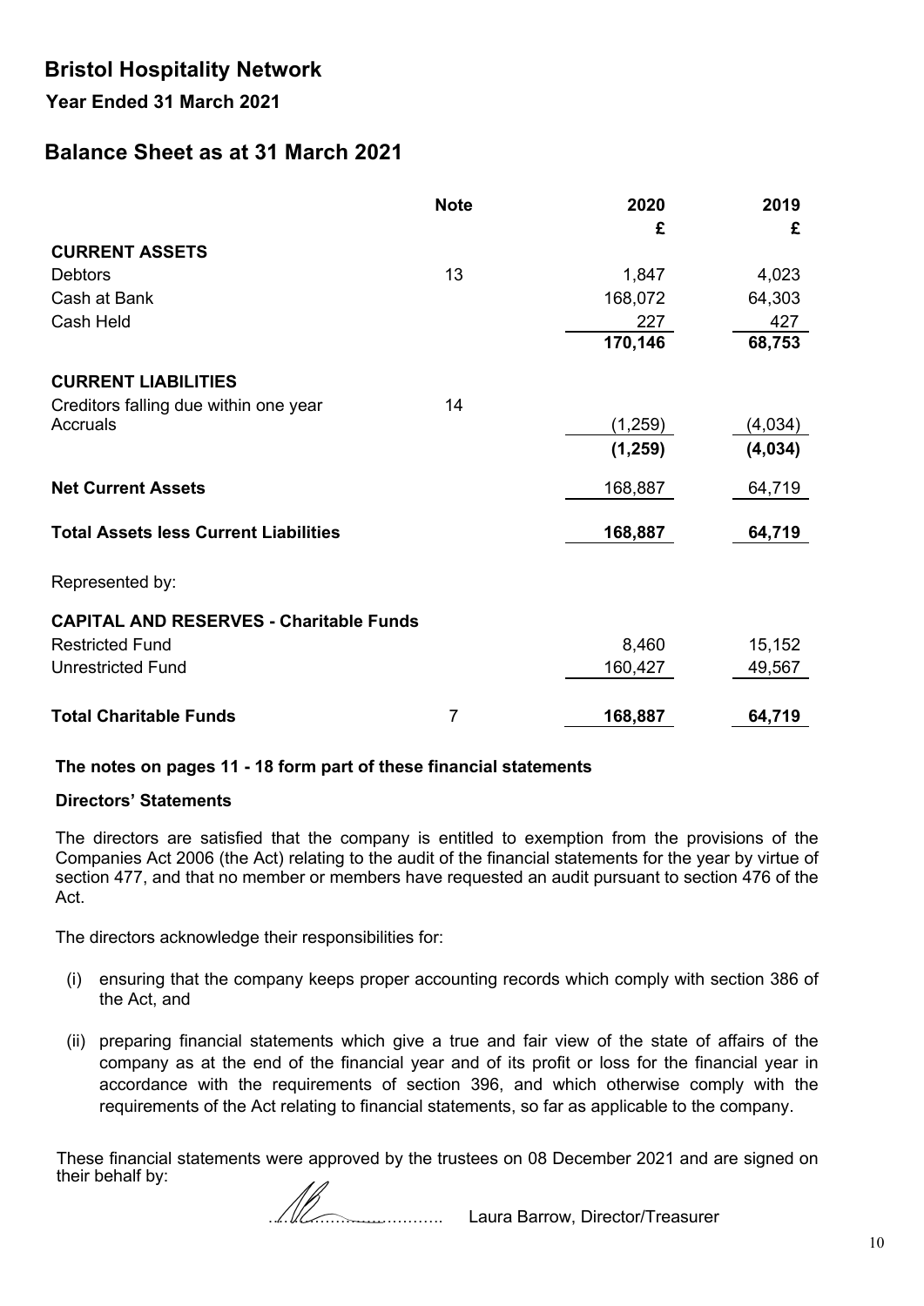# Bristol Hospitality Network

**Year Ended 31 March 2021**

## Balance Sheet as at 31 March 2021

| | Note | 2020 £ | 2019 £ |
|---|---|---|---|
| **CURRENT ASSETS** | | | |
| Debtors | 13 | 1,847 | 4,023 |
| Cash at Bank | | 168,072 | 64,303 |
| Cash Held | | 227 | 427 |
| | | **170,146** | **68,753** |
| **CURRENT LIABILITIES** | | | |
| Creditors falling due within one year | 14 | | |
| Accruals | | (1,259) | (4,034) |
| | | **(1,259)** | **(4,034)** |
| **Net Current Assets** | | 168,887 | 64,719 |
| **Total Assets less Current Liabilities** | | **168,887** | **64,719** |
| Represented by: | | | |
| **CAPITAL AND RESERVES - Charitable Funds** | | | |
| Restricted Fund | | 8,460 | 15,152 |
| Unrestricted Fund | | 160,427 | 49,567 |
| **Total Charitable Funds** | 7 | **168,887** | **64,719** |

**The notes on pages 11 - 18 form part of these financial statements**

**Directors' Statements**

The directors are satisfied that the company is entitled to exemption from the provisions of the Companies Act 2006 (the Act) relating to the audit of the financial statements for the year by virtue of section 477, and that no member or members have requested an audit pursuant to section 476 of the Act.

The directors acknowledge their responsibilities for:

(i) ensuring that the company keeps proper accounting records which comply with section 386 of the Act, and

(ii) preparing financial statements which give a true and fair view of the state of affairs of the company as at the end of the financial year and of its profit or loss for the financial year in accordance with the requirements of section 396, and which otherwise comply with the requirements of the Act relating to financial statements, so far as applicable to the company.

These financial statements were approved by the trustees on 08 December 2021 and are signed on their behalf by:

………………………… Laura Barrow, Director/Treasurer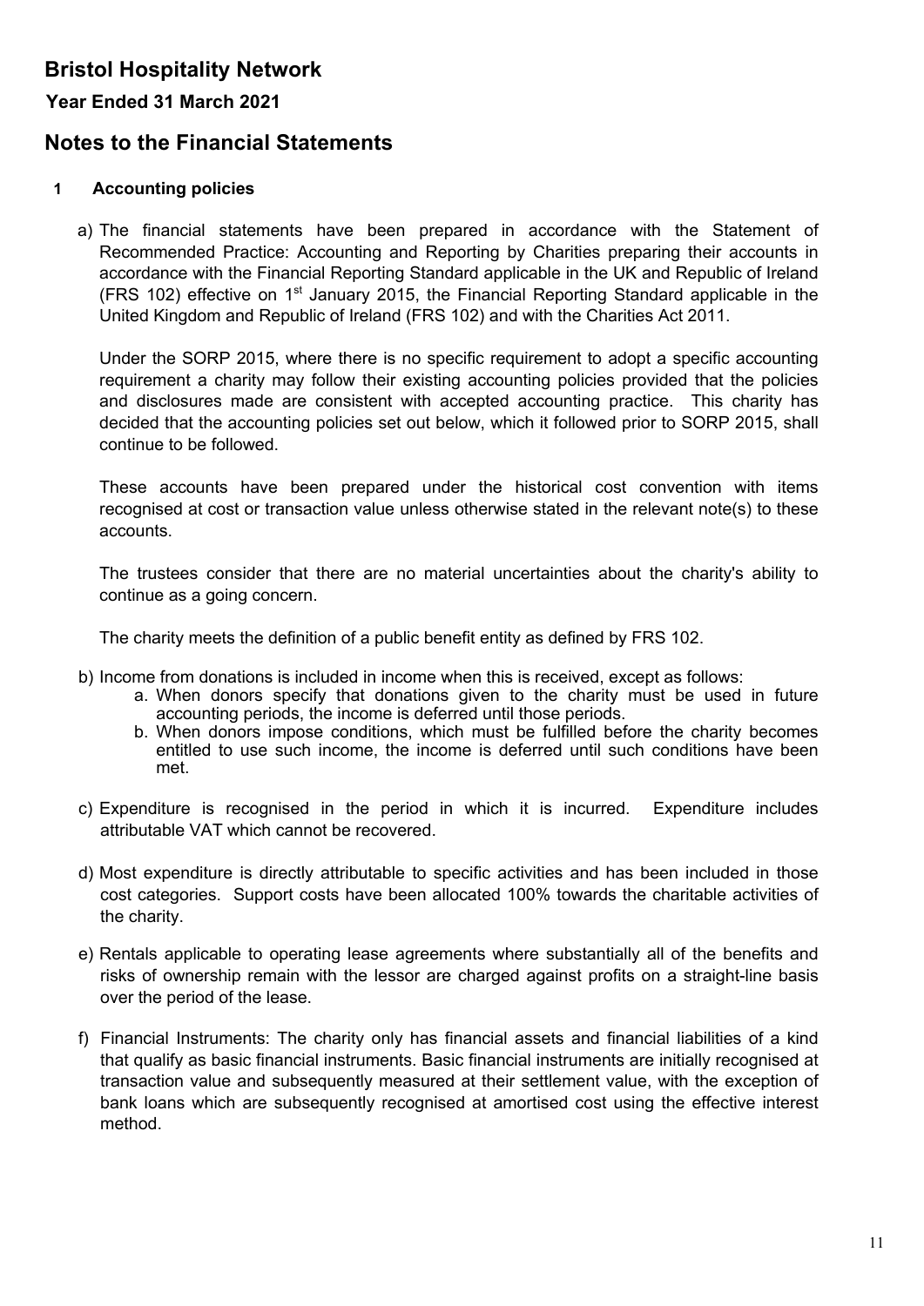# Bristol Hospitality Network

**Year Ended 31 March 2021**

## Notes to the Financial Statements

### 1 Accounting policies

a) The financial statements have been prepared in accordance with the Statement of Recommended Practice: Accounting and Reporting by Charities preparing their accounts in accordance with the Financial Reporting Standard applicable in the UK and Republic of Ireland (FRS 102) effective on 1st January 2015, the Financial Reporting Standard applicable in the United Kingdom and Republic of Ireland (FRS 102) and with the Charities Act 2011.

Under the SORP 2015, where there is no specific requirement to adopt a specific accounting requirement a charity may follow their existing accounting policies provided that the policies and disclosures made are consistent with accepted accounting practice. This charity has decided that the accounting policies set out below, which it followed prior to SORP 2015, shall continue to be followed.

These accounts have been prepared under the historical cost convention with items recognised at cost or transaction value unless otherwise stated in the relevant note(s) to these accounts.

The trustees consider that there are no material uncertainties about the charity's ability to continue as a going concern.

The charity meets the definition of a public benefit entity as defined by FRS 102.

b) Income from donations is included in income when this is received, except as follows:
   a. When donors specify that donations given to the charity must be used in future accounting periods, the income is deferred until those periods.
   b. When donors impose conditions, which must be fulfilled before the charity becomes entitled to use such income, the income is deferred until such conditions have been met.

c) Expenditure is recognised in the period in which it is incurred. Expenditure includes attributable VAT which cannot be recovered.

d) Most expenditure is directly attributable to specific activities and has been included in those cost categories. Support costs have been allocated 100% towards the charitable activities of the charity.

e) Rentals applicable to operating lease agreements where substantially all of the benefits and risks of ownership remain with the lessor are charged against profits on a straight-line basis over the period of the lease.

f) Financial Instruments: The charity only has financial assets and financial liabilities of a kind that qualify as basic financial instruments. Basic financial instruments are initially recognised at transaction value and subsequently measured at their settlement value, with the exception of bank loans which are subsequently recognised at amortised cost using the effective interest method.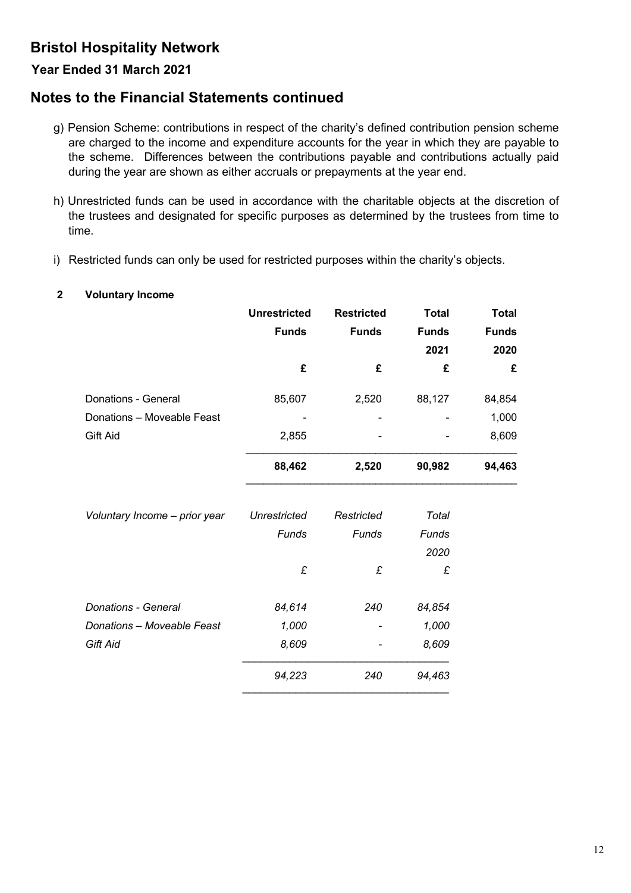# Bristol Hospitality Network

## Year Ended 31 March 2021

## Notes to the Financial Statements continued

g) Pension Scheme: contributions in respect of the charity's defined contribution pension scheme are charged to the income and expenditure accounts for the year in which they are payable to the scheme. Differences between the contributions payable and contributions actually paid during the year are shown as either accruals or prepayments at the year end.

h) Unrestricted funds can be used in accordance with the charitable objects at the discretion of the trustees and designated for specific purposes as determined by the trustees from time to time.

i) Restricted funds can only be used for restricted purposes within the charity's objects.

### 2 Voluntary Income

| | Unrestricted Funds | Restricted Funds | Total Funds 2021 | Total Funds 2020 |
|---|---|---|---|---|
| | £ | £ | £ | £ |
| Donations - General | 85,607 | 2,520 | 88,127 | 84,854 |
| Donations – Moveable Feast | - | - | - | 1,000 |
| Gift Aid | 2,855 | - | - | 8,609 |
| | **88,462** | **2,520** | **90,982** | **94,463** |

| *Voluntary Income – prior year* | *Unrestricted Funds* | *Restricted Funds* | *Total Funds 2020* |
|---|---|---|---|
| | *£* | *£* | *£* |
| *Donations - General* | *84,614* | *240* | *84,854* |
| *Donations – Moveable Feast* | *1,000* | *-* | *1,000* |
| *Gift Aid* | *8,609* | *-* | *8,609* |
| | *94,223* | *240* | *94,463* |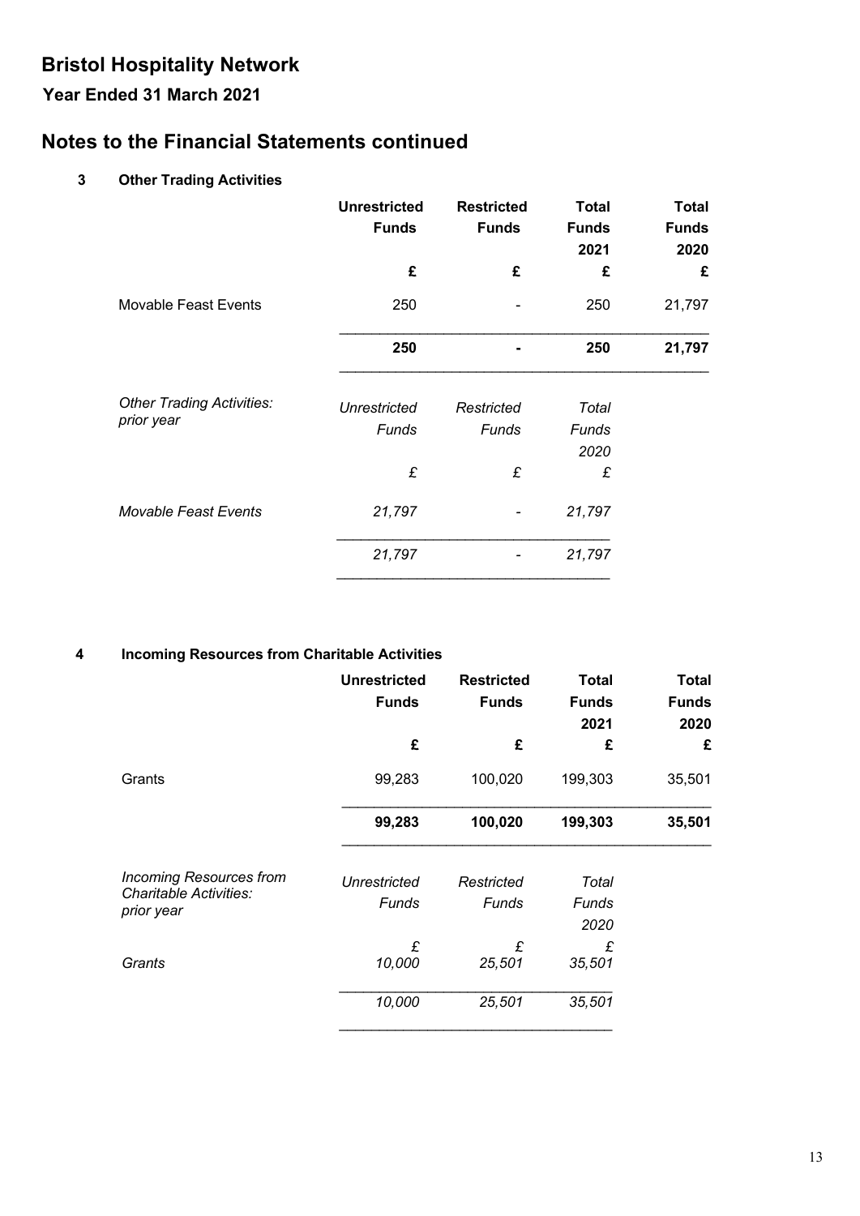# Bristol Hospitality Network

## Year Ended 31 March 2021

## Notes to the Financial Statements continued

### 3 Other Trading Activities

| | Unrestricted Funds | Restricted Funds | Total Funds 2021 | Total Funds 2020 |
|---|---|---|---|---|
| | £ | £ | £ | £ |
| Movable Feast Events | 250 | - | 250 | 21,797 |
| | **250** | **-** | **250** | **21,797** |

| *Other Trading Activities: prior year* | *Unrestricted Funds* | *Restricted Funds* | *Total Funds 2020* |
|---|---|---|---|
| | *£* | *£* | *£* |
| *Movable Feast Events* | *21,797* | *-* | *21,797* |
| | *21,797* | *-* | *21,797* |

### 4 Incoming Resources from Charitable Activities

| | Unrestricted Funds | Restricted Funds | Total Funds 2021 | Total Funds 2020 |
|---|---|---|---|---|
| | £ | £ | £ | £ |
| Grants | 99,283 | 100,020 | 199,303 | 35,501 |
| | **99,283** | **100,020** | **199,303** | **35,501** |

| *Incoming Resources from Charitable Activities: prior year* | *Unrestricted Funds* | *Restricted Funds* | *Total Funds 2020* |
|---|---|---|---|
| | *£* | *£* | *£* |
| *Grants* | *10,000* | *25,501* | *35,501* |
| | *10,000* | *25,501* | *35,501* |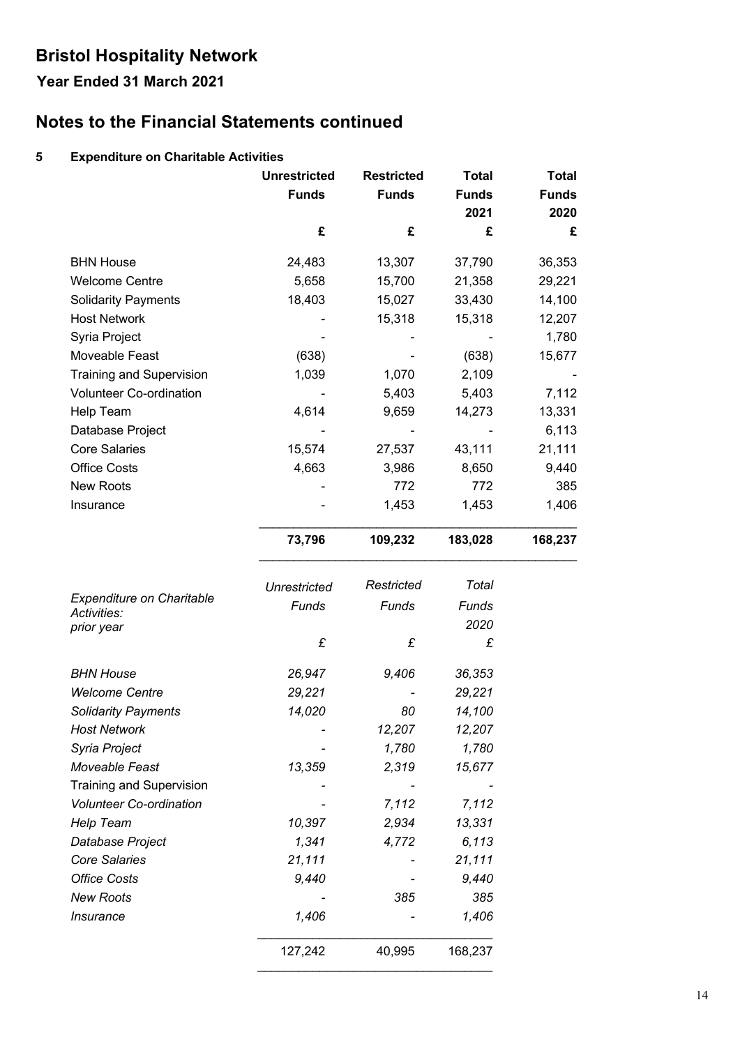# Bristol Hospitality Network

## Year Ended 31 March 2021

# Notes to the Financial Statements continued

### 5 Expenditure on Charitable Activities

| | Unrestricted Funds | Restricted Funds | Total Funds 2021 | Total Funds 2020 |
|---|---|---|---|---|
| | £ | £ | £ | £ |
| BHN House | 24,483 | 13,307 | 37,790 | 36,353 |
| Welcome Centre | 5,658 | 15,700 | 21,358 | 29,221 |
| Solidarity Payments | 18,403 | 15,027 | 33,430 | 14,100 |
| Host Network | - | 15,318 | 15,318 | 12,207 |
| Syria Project | - | - | - | 1,780 |
| Moveable Feast | (638) | - | (638) | 15,677 |
| Training and Supervision | 1,039 | 1,070 | 2,109 | - |
| Volunteer Co-ordination | - | 5,403 | 5,403 | 7,112 |
| Help Team | 4,614 | 9,659 | 14,273 | 13,331 |
| Database Project | - | - | - | 6,113 |
| Core Salaries | 15,574 | 27,537 | 43,111 | 21,111 |
| Office Costs | 4,663 | 3,986 | 8,650 | 9,440 |
| New Roots | - | 772 | 772 | 385 |
| Insurance | - | 1,453 | 1,453 | 1,406 |
| | **73,796** | **109,232** | **183,028** | **168,237** |

| *Expenditure on Charitable Activities: prior year* | *Unrestricted Funds* | *Restricted Funds* | *Total Funds 2020* |
|---|---|---|---|
| | *£* | *£* | *£* |
| *BHN House* | *26,947* | *9,406* | *36,353* |
| *Welcome Centre* | *29,221* | *-* | *29,221* |
| *Solidarity Payments* | *14,020* | *80* | *14,100* |
| *Host Network* | *-* | *12,207* | *12,207* |
| *Syria Project* | *-* | *1,780* | *1,780* |
| *Moveable Feast* | *13,359* | *2,319* | *15,677* |
| Training and Supervision | - | - | - |
| *Volunteer Co-ordination* | *-* | *7,112* | *7,112* |
| *Help Team* | *10,397* | *2,934* | *13,331* |
| *Database Project* | *1,341* | *4,772* | *6,113* |
| *Core Salaries* | *21,111* | *-* | *21,111* |
| *Office Costs* | *9,440* | *-* | *9,440* |
| *New Roots* | *-* | *385* | *385* |
| *Insurance* | *1,406* | *-* | *1,406* |
| | 127,242 | 40,995 | 168,237 |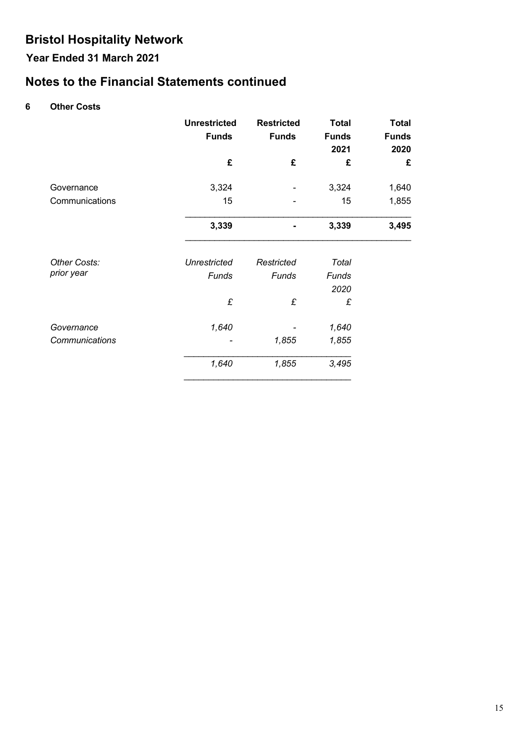# Bristol Hospitality Network

## Year Ended 31 March 2021

## Notes to the Financial Statements continued

### 6 Other Costs

| | Unrestricted Funds | Restricted Funds | Total Funds 2021 | Total Funds 2020 |
|---|---|---|---|---|
| | £ | £ | £ | £ |
| Governance | 3,324 | - | 3,324 | 1,640 |
| Communications | 15 | - | 15 | 1,855 |
| | **3,339** | **-** | **3,339** | **3,495** |

| *Other Costs: prior year* | *Unrestricted Funds* | *Restricted Funds* | *Total Funds 2020* |
|---|---|---|---|
| | *£* | *£* | *£* |
| *Governance* | *1,640* | *-* | *1,640* |
| *Communications* | *-* | *1,855* | *1,855* |
| | *1,640* | *1,855* | *3,495* |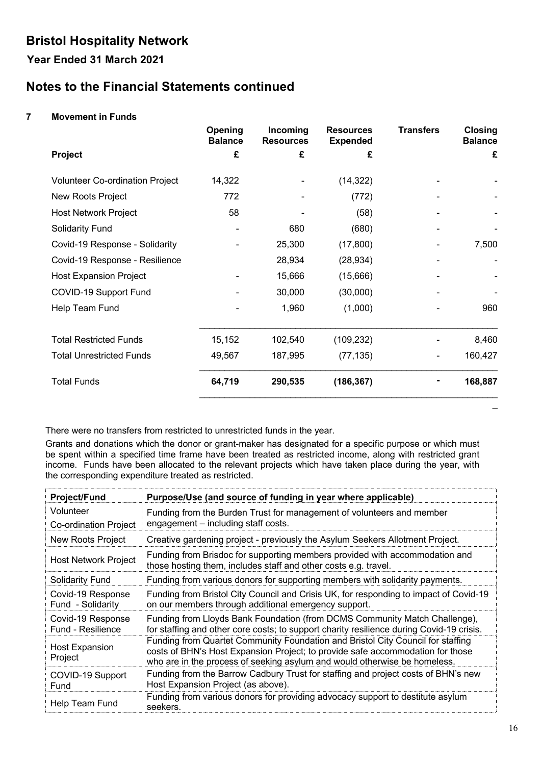# Bristol Hospitality Network

## Year Ended 31 March 2021

## Notes to the Financial Statements continued

### 7 Movement in Funds

| Project | Opening Balance £ | Incoming Resources £ | Resources Expended £ | Transfers | Closing Balance £ |
|---|---|---|---|---|---|
| Volunteer Co-ordination Project | 14,322 | - | (14,322) | - | - |
| New Roots Project | 772 | - | (772) | - | - |
| Host Network Project | 58 | - | (58) | - | - |
| Solidarity Fund | - | 680 | (680) | - | - |
| Covid-19 Response - Solidarity | - | 25,300 | (17,800) | - | 7,500 |
| Covid-19 Response - Resilience | | 28,934 | (28,934) | - | - |
| Host Expansion Project | - | 15,666 | (15,666) | - | - |
| COVID-19 Support Fund | - | 30,000 | (30,000) | - | - |
| Help Team Fund | - | 1,960 | (1,000) | - | 960 |
| Total Restricted Funds | 15,152 | 102,540 | (109,232) | - | 8,460 |
| Total Unrestricted Funds | 49,567 | 187,995 | (77,135) | - | 160,427 |
| **Total Funds** | **64,719** | **290,535** | **(186,367)** | **-** | **168,887** |

There were no transfers from restricted to unrestricted funds in the year.

Grants and donations which the donor or grant-maker has designated for a specific purpose or which must be spent within a specified time frame have been treated as restricted income, along with restricted grant income. Funds have been allocated to the relevant projects which have taken place during the year, with the corresponding expenditure treated as restricted.

| Project/Fund | Purpose/Use (and source of funding in year where applicable) |
|---|---|
| Volunteer Co-ordination Project | Funding from the Burden Trust for management of volunteers and member engagement – including staff costs. |
| New Roots Project | Creative gardening project - previously the Asylum Seekers Allotment Project. |
| Host Network Project | Funding from Brisdoc for supporting members provided with accommodation and those hosting them, includes staff and other costs e.g. travel. |
| Solidarity Fund | Funding from various donors for supporting members with solidarity payments. |
| Covid-19 Response Fund - Solidarity | Funding from Bristol City Council and Crisis UK, for responding to impact of Covid-19 on our members through additional emergency support. |
| Covid-19 Response Fund - Resilience | Funding from Lloyds Bank Foundation (from DCMS Community Match Challenge), for staffing and other core costs; to support charity resilience during Covid-19 crisis. |
| Host Expansion Project | Funding from Quartet Community Foundation and Bristol City Council for staffing costs of BHN's Host Expansion Project; to provide safe accommodation for those who are in the process of seeking asylum and would otherwise be homeless. |
| COVID-19 Support Fund | Funding from the Barrow Cadbury Trust for staffing and project costs of BHN's new Host Expansion Project (as above). |
| Help Team Fund | Funding from various donors for providing advocacy support to destitute asylum seekers. |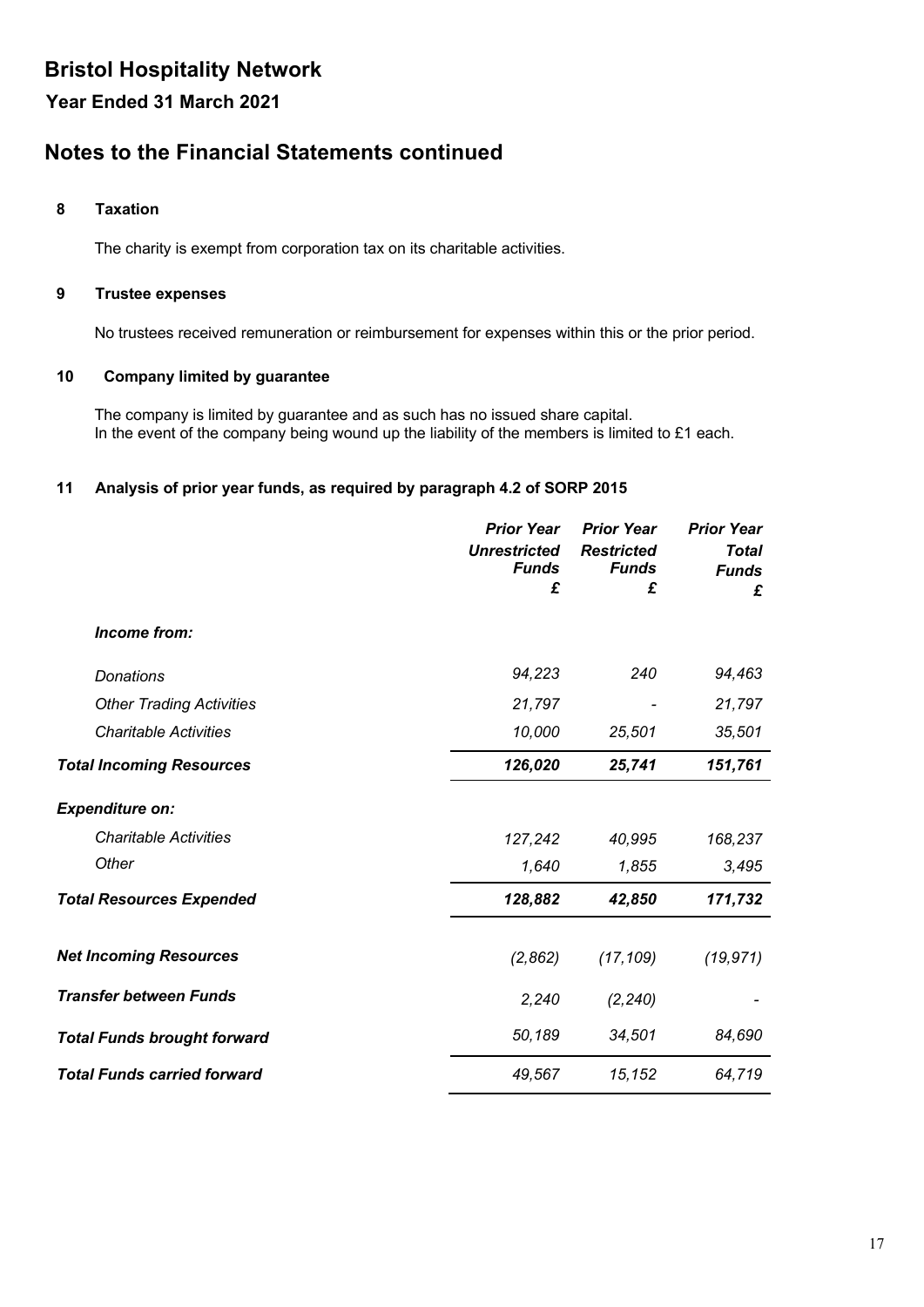# Bristol Hospitality Network

## Year Ended 31 March 2021

## Notes to the Financial Statements continued

### 8 Taxation

The charity is exempt from corporation tax on its charitable activities.

### 9 Trustee expenses

No trustees received remuneration or reimbursement for expenses within this or the prior period.

### 10 Company limited by guarantee

The company is limited by guarantee and as such has no issued share capital.
In the event of the company being wound up the liability of the members is limited to £1 each.

### 11 Analysis of prior year funds, as required by paragraph 4.2 of SORP 2015

| | *Prior Year Unrestricted Funds £* | *Prior Year Restricted Funds £* | *Prior Year Total Funds £* |
|---|---|---|---|
| ***Income from:*** | | | |
| *Donations* | *94,223* | *240* | *94,463* |
| *Other Trading Activities* | *21,797* | *-* | *21,797* |
| *Charitable Activities* | *10,000* | *25,501* | *35,501* |
| ***Total Incoming Resources*** | ***126,020*** | ***25,741*** | ***151,761*** |
| ***Expenditure on:*** | | | |
| *Charitable Activities* | *127,242* | *40,995* | *168,237* |
| *Other* | *1,640* | *1,855* | *3,495* |
| ***Total Resources Expended*** | ***128,882*** | ***42,850*** | ***171,732*** |
| ***Net Incoming Resources*** | *(2,862)* | *(17,109)* | *(19,971)* |
| ***Transfer between Funds*** | *2,240* | *(2,240)* | *-* |
| ***Total Funds brought forward*** | *50,189* | *34,501* | *84,690* |
| ***Total Funds carried forward*** | *49,567* | *15,152* | *64,719* |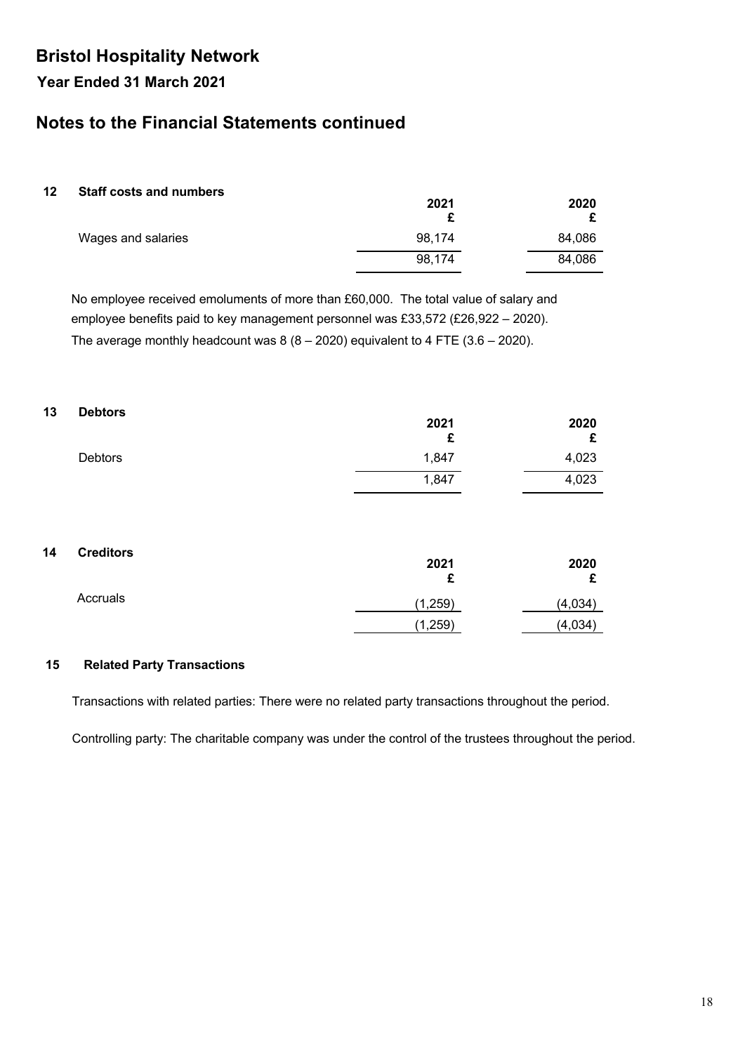# Bristol Hospitality Network

**Year Ended 31 March 2021**

## Notes to the Financial Statements continued

### 12 Staff costs and numbers

| | 2021<br>£ | 2020<br>£ |
|---|---|---|
| Wages and salaries | 98,174 | 84,086 |
| | 98,174 | 84,086 |

No employee received emoluments of more than £60,000. The total value of salary and employee benefits paid to key management personnel was £33,572 (£26,922 – 2020). The average monthly headcount was 8 (8 – 2020) equivalent to 4 FTE (3.6 – 2020).

### 13 Debtors

| | 2021<br>£ | 2020<br>£ |
|---|---|---|
| Debtors | 1,847 | 4,023 |
| | 1,847 | 4,023 |

### 14 Creditors

| | 2021<br>£ | 2020<br>£ |
|---|---|---|
| Accruals | (1,259) | (4,034) |
| | (1,259) | (4,034) |

### 15 Related Party Transactions

Transactions with related parties: There were no related party transactions throughout the period.

Controlling party: The charitable company was under the control of the trustees throughout the period.